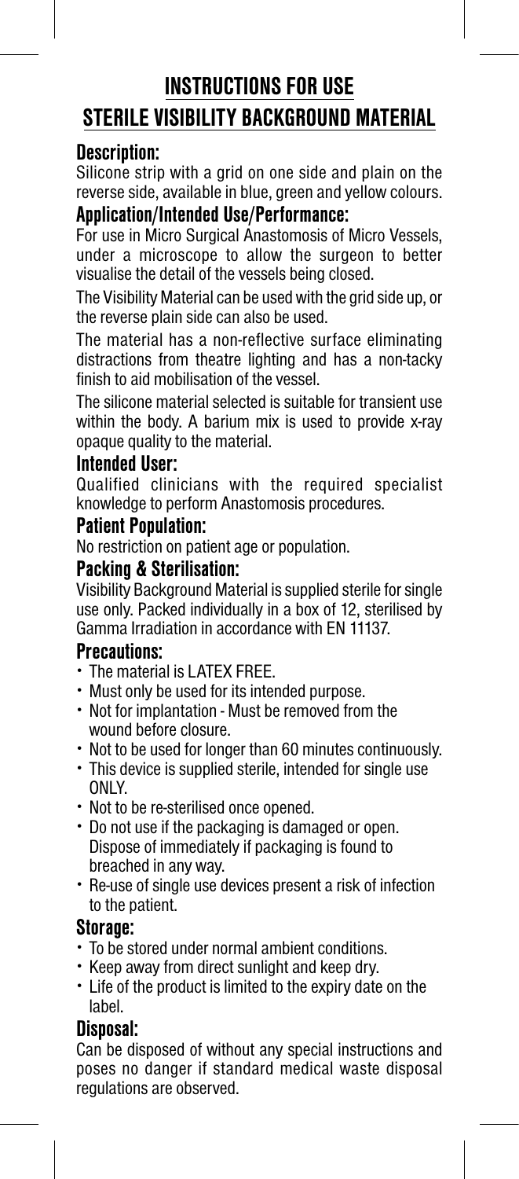# INSTRUCTIONS FOR USE

# STERILE VISIBILITY BACKGROUND MATERIAL

## Description:

Silicone strip with a grid on one side and plain on the reverse side, available in blue, green and yellow colours.

## Application/Intended Use/Performance:

For use in Micro Surgical Anastomosis of Micro Vessels, under a microscope to allow the surgeon to better visualise the detail of the vessels being closed.

The Visibility Material can be used with the grid side up, or the reverse plain side can also be used.

The material has a non-reflective surface eliminating distractions from theatre lighting and has a non-tacky finish to aid mobilisation of the vessel.

The silicone material selected is suitable for transient use within the body. A barium mix is used to provide x-ray opaque quality to the material.

## Intended User:

Qualified clinicians with the required specialist knowledge to perform Anastomosis procedures.

## Patient Population:

No restriction on patient age or population.

## Packing & Sterilisation:

Visibility Background Material is supplied sterile for single use only. Packed individually in a box of 12, sterilised by Gamma Irradiation in accordance with EN 11137.

## Precautions:

- The material is LATEX FREE.
- Must only be used for its intended purpose.
- Not for implantation - Must be removed from the wound before closure.
- Not to be used for longer than 60 minutes continuously.
- This device is supplied sterile, intended for single use ONLY.
- Not to be re-sterilised once opened.
- Do not use if the packaging is damaged or open. Dispose of immediately if packaging is found to breached in any way.
- Re-use of single use devices present a risk of infection to the patient.

## Storage:

- To be stored under normal ambient conditions.
- Keep away from direct sunlight and keep dry.
- Life of the product is limited to the expiry date on the label.

## Disposal:

Can be disposed of without any special instructions and poses no danger if standard medical waste disposal regulations are observed.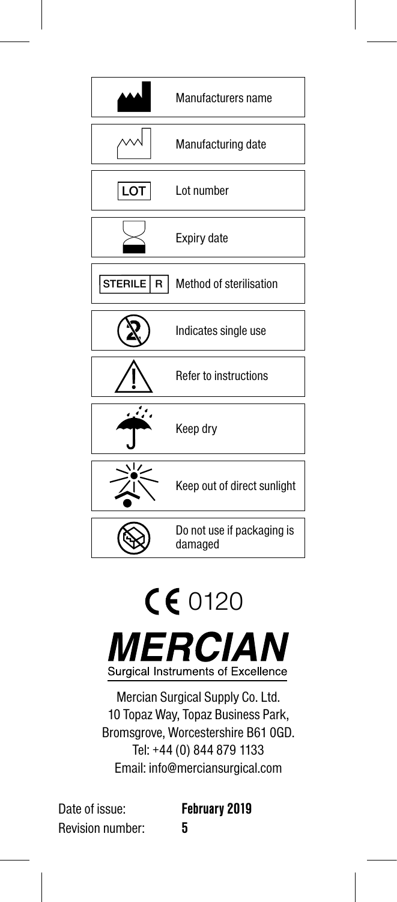| | |
|---|---|
| | Manufacturers name |
| | Manufacturing date |
| LOT | Lot number |
| | Expiry date |
| STERILE R | Method of sterilisation |
| | Indicates single use |
| | Refer to instructions |
| | Keep dry |
| | Keep out of direct sunlight |
| | Do not use if packaging is damaged |

CE 0120

**MERCIAN**

Surgical Instruments of Excellence

Mercian Surgical Supply Co. Ltd.
10 Topaz Way, Topaz Business Park,
Bromsgrove, Worcestershire B61 0GD.
Tel: +44 (0) 844 879 1133
Email: info@merciansurgical.com

Date of issue: **February 2019**
Revision number: **5**